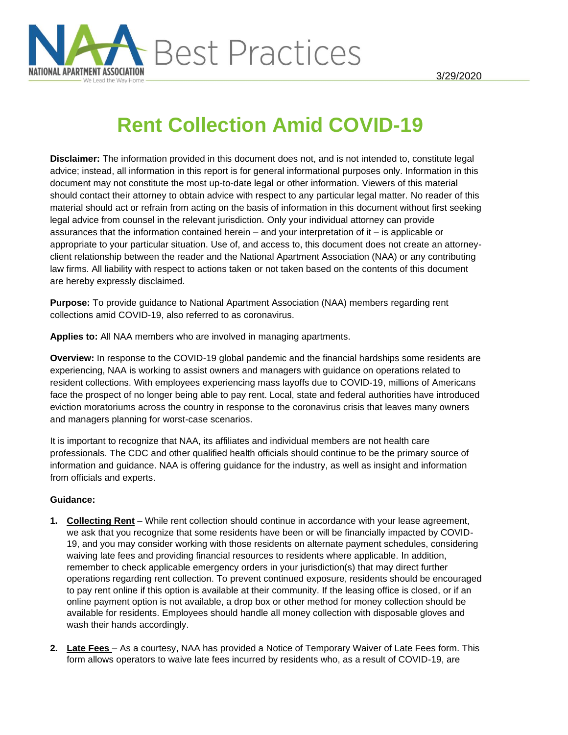NAA Best Practices

3/29/2020

# Rent Collection Amid COVID-19

**Disclaimer:** The information provided in this document does not, and is not intended to, constitute legal advice; instead, all information in this report is for general informational purposes only. Information in this document may not constitute the most up-to-date legal or other information. Viewers of this material should contact their attorney to obtain advice with respect to any particular legal matter. No reader of this material should act or refrain from acting on the basis of information in this document without first seeking legal advice from counsel in the relevant jurisdiction. Only your individual attorney can provide assurances that the information contained herein – and your interpretation of it – is applicable or appropriate to your particular situation. Use of, and access to, this document does not create an attorney-client relationship between the reader and the National Apartment Association (NAA) or any contributing law firms. All liability with respect to actions taken or not taken based on the contents of this document are hereby expressly disclaimed.

**Purpose:** To provide guidance to National Apartment Association (NAA) members regarding rent collections amid COVID-19, also referred to as coronavirus.

**Applies to:** All NAA members who are involved in managing apartments.

**Overview:** In response to the COVID-19 global pandemic and the financial hardships some residents are experiencing, NAA is working to assist owners and managers with guidance on operations related to resident collections. With employees experiencing mass layoffs due to COVID-19, millions of Americans face the prospect of no longer being able to pay rent. Local, state and federal authorities have introduced eviction moratoriums across the country in response to the coronavirus crisis that leaves many owners and managers planning for worst-case scenarios.

It is important to recognize that NAA, its affiliates and individual members are not health care professionals. The CDC and other qualified health officials should continue to be the primary source of information and guidance. NAA is offering guidance for the industry, as well as insight and information from officials and experts.

**Guidance:**

1. **Collecting Rent** – While rent collection should continue in accordance with your lease agreement, we ask that you recognize that some residents have been or will be financially impacted by COVID-19, and you may consider working with those residents on alternate payment schedules, considering waiving late fees and providing financial resources to residents where applicable. In addition, remember to check applicable emergency orders in your jurisdiction(s) that may direct further operations regarding rent collection. To prevent continued exposure, residents should be encouraged to pay rent online if this option is available at their community. If the leasing office is closed, or if an online payment option is not available, a drop box or other method for money collection should be available for residents. Employees should handle all money collection with disposable gloves and wash their hands accordingly.

2. **Late Fees** – As a courtesy, NAA has provided a Notice of Temporary Waiver of Late Fees form. This form allows operators to waive late fees incurred by residents who, as a result of COVID-19, are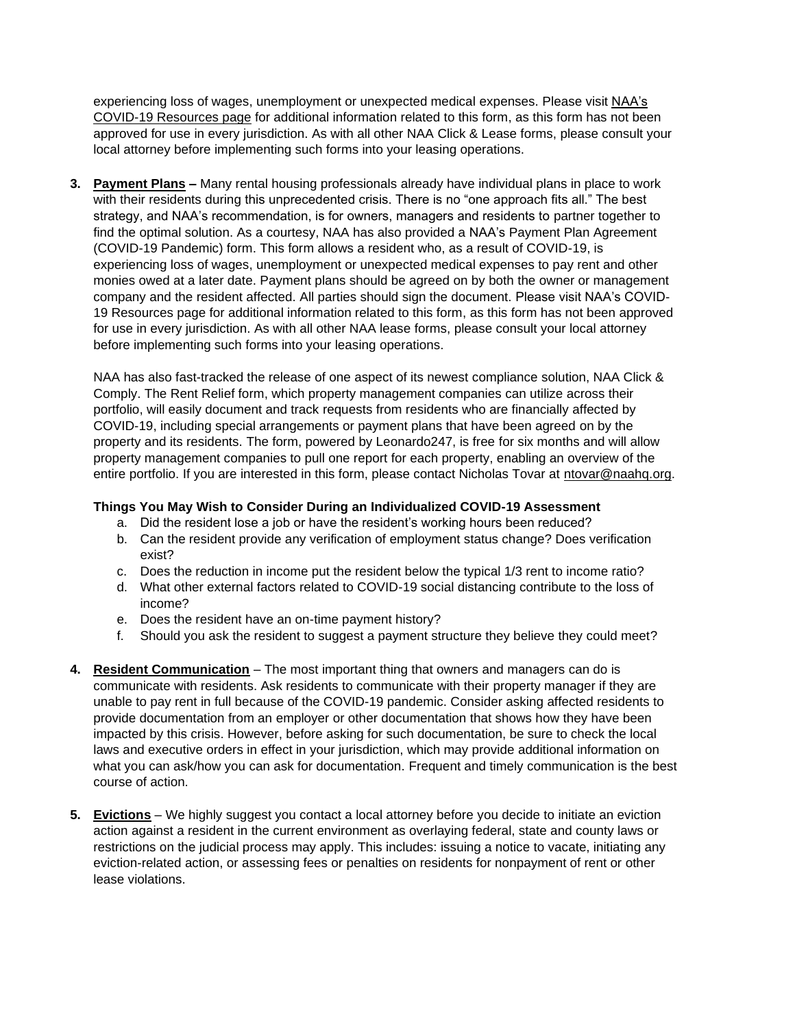experiencing loss of wages, unemployment or unexpected medical expenses. Please visit NAA's COVID-19 Resources page for additional information related to this form, as this form has not been approved for use in every jurisdiction. As with all other NAA Click & Lease forms, please consult your local attorney before implementing such forms into your leasing operations.

3. **Payment Plans –** Many rental housing professionals already have individual plans in place to work with their residents during this unprecedented crisis. There is no "one approach fits all." The best strategy, and NAA's recommendation, is for owners, managers and residents to partner together to find the optimal solution. As a courtesy, NAA has also provided a NAA's Payment Plan Agreement (COVID-19 Pandemic) form. This form allows a resident who, as a result of COVID-19, is experiencing loss of wages, unemployment or unexpected medical expenses to pay rent and other monies owed at a later date. Payment plans should be agreed on by both the owner or management company and the resident affected. All parties should sign the document. Please visit NAA's COVID-19 Resources page for additional information related to this form, as this form has not been approved for use in every jurisdiction. As with all other NAA lease forms, please consult your local attorney before implementing such forms into your leasing operations.

   NAA has also fast-tracked the release of one aspect of its newest compliance solution, NAA Click & Comply. The Rent Relief form, which property management companies can utilize across their portfolio, will easily document and track requests from residents who are financially affected by COVID-19, including special arrangements or payment plans that have been agreed on by the property and its residents. The form, powered by Leonardo247, is free for six months and will allow property management companies to pull one report for each property, enabling an overview of the entire portfolio. If you are interested in this form, please contact Nicholas Tovar at ntovar@naahq.org.

   **Things You May Wish to Consider During an Individualized COVID-19 Assessment**

   a. Did the resident lose a job or have the resident's working hours been reduced?
   b. Can the resident provide any verification of employment status change? Does verification exist?
   c. Does the reduction in income put the resident below the typical 1/3 rent to income ratio?
   d. What other external factors related to COVID-19 social distancing contribute to the loss of income?
   e. Does the resident have an on-time payment history?
   f. Should you ask the resident to suggest a payment structure they believe they could meet?

4. **Resident Communication** – The most important thing that owners and managers can do is communicate with residents. Ask residents to communicate with their property manager if they are unable to pay rent in full because of the COVID-19 pandemic. Consider asking affected residents to provide documentation from an employer or other documentation that shows how they have been impacted by this crisis. However, before asking for such documentation, be sure to check the local laws and executive orders in effect in your jurisdiction, which may provide additional information on what you can ask/how you can ask for documentation. Frequent and timely communication is the best course of action.

5. **Evictions** – We highly suggest you contact a local attorney before you decide to initiate an eviction action against a resident in the current environment as overlaying federal, state and county laws or restrictions on the judicial process may apply. This includes: issuing a notice to vacate, initiating any eviction-related action, or assessing fees or penalties on residents for nonpayment of rent or other lease violations.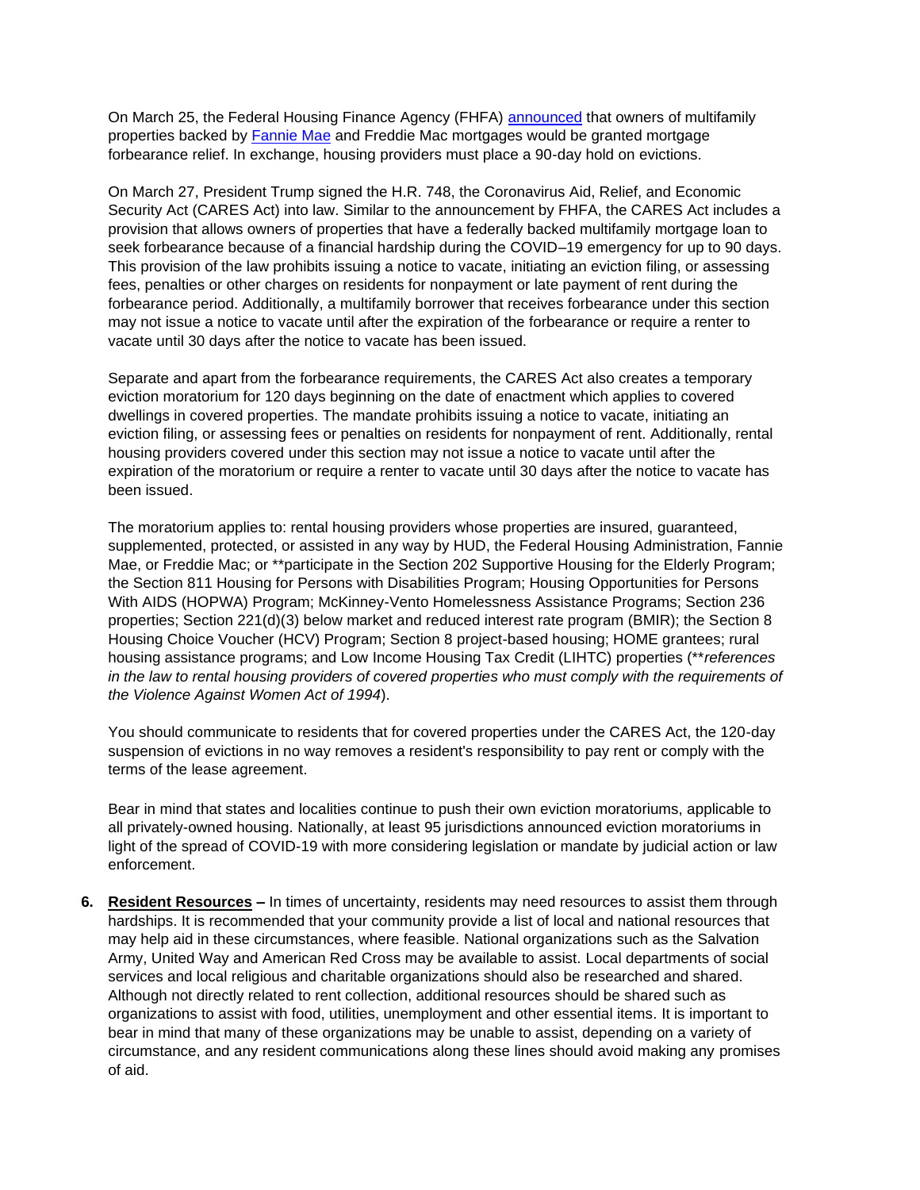On March 25, the Federal Housing Finance Agency (FHFA) announced that owners of multifamily properties backed by Fannie Mae and Freddie Mac mortgages would be granted mortgage forbearance relief. In exchange, housing providers must place a 90-day hold on evictions.

On March 27, President Trump signed the H.R. 748, the Coronavirus Aid, Relief, and Economic Security Act (CARES Act) into law. Similar to the announcement by FHFA, the CARES Act includes a provision that allows owners of properties that have a federally backed multifamily mortgage loan to seek forbearance because of a financial hardship during the COVID–19 emergency for up to 90 days. This provision of the law prohibits issuing a notice to vacate, initiating an eviction filing, or assessing fees, penalties or other charges on residents for nonpayment or late payment of rent during the forbearance period. Additionally, a multifamily borrower that receives forbearance under this section may not issue a notice to vacate until after the expiration of the forbearance or require a renter to vacate until 30 days after the notice to vacate has been issued.

Separate and apart from the forbearance requirements, the CARES Act also creates a temporary eviction moratorium for 120 days beginning on the date of enactment which applies to covered dwellings in covered properties. The mandate prohibits issuing a notice to vacate, initiating an eviction filing, or assessing fees or penalties on residents for nonpayment of rent. Additionally, rental housing providers covered under this section may not issue a notice to vacate until after the expiration of the moratorium or require a renter to vacate until 30 days after the notice to vacate has been issued.

The moratorium applies to: rental housing providers whose properties are insured, guaranteed, supplemented, protected, or assisted in any way by HUD, the Federal Housing Administration, Fannie Mae, or Freddie Mac; or **participate in the Section 202 Supportive Housing for the Elderly Program; the Section 811 Housing for Persons with Disabilities Program; Housing Opportunities for Persons With AIDS (HOPWA) Program; McKinney-Vento Homelessness Assistance Programs; Section 236 properties; Section 221(d)(3) below market and reduced interest rate program (BMIR); the Section 8 Housing Choice Voucher (HCV) Program; Section 8 project-based housing; HOME grantees; rural housing assistance programs; and Low Income Housing Tax Credit (LIHTC) properties (*\*\*references in the law to rental housing providers of covered properties who must comply with the requirements of the Violence Against Women Act of 1994*).

You should communicate to residents that for covered properties under the CARES Act, the 120-day suspension of evictions in no way removes a resident's responsibility to pay rent or comply with the terms of the lease agreement.

Bear in mind that states and localities continue to push their own eviction moratoriums, applicable to all privately-owned housing. Nationally, at least 95 jurisdictions announced eviction moratoriums in light of the spread of COVID-19 with more considering legislation or mandate by judicial action or law enforcement.

6. **Resident Resources –** In times of uncertainty, residents may need resources to assist them through hardships. It is recommended that your community provide a list of local and national resources that may help aid in these circumstances, where feasible. National organizations such as the Salvation Army, United Way and American Red Cross may be available to assist. Local departments of social services and local religious and charitable organizations should also be researched and shared. Although not directly related to rent collection, additional resources should be shared such as organizations to assist with food, utilities, unemployment and other essential items. It is important to bear in mind that many of these organizations may be unable to assist, depending on a variety of circumstance, and any resident communications along these lines should avoid making any promises of aid.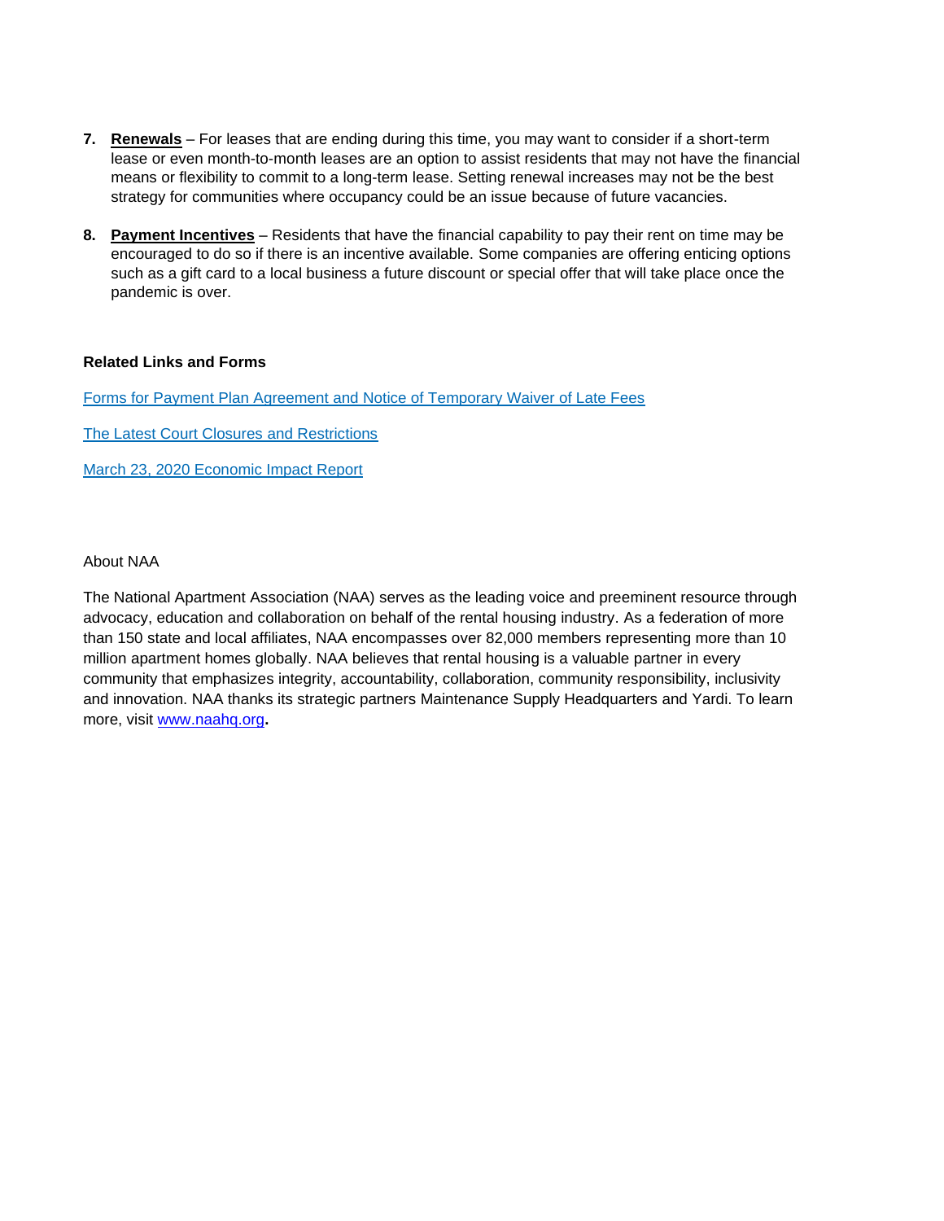7. **Renewals** – For leases that are ending during this time, you may want to consider if a short-term lease or even month-to-month leases are an option to assist residents that may not have the financial means or flexibility to commit to a long-term lease. Setting renewal increases may not be the best strategy for communities where occupancy could be an issue because of future vacancies.

8. **Payment Incentives** – Residents that have the financial capability to pay their rent on time may be encouraged to do so if there is an incentive available. Some companies are offering enticing options such as a gift card to a local business a future discount or special offer that will take place once the pandemic is over.

**Related Links and Forms**

[Forms for Payment Plan Agreement and Notice of Temporary Waiver of Late Fees]()

[The Latest Court Closures and Restrictions]()

[March 23, 2020 Economic Impact Report]()

About NAA

The National Apartment Association (NAA) serves as the leading voice and preeminent resource through advocacy, education and collaboration on behalf of the rental housing industry. As a federation of more than 150 state and local affiliates, NAA encompasses over 82,000 members representing more than 10 million apartment homes globally. NAA believes that rental housing is a valuable partner in every community that emphasizes integrity, accountability, collaboration, community responsibility, inclusivity and innovation. NAA thanks its strategic partners Maintenance Supply Headquarters and Yardi. To learn more, visit [www.naahq.org](http://www.naahq.org)**.**